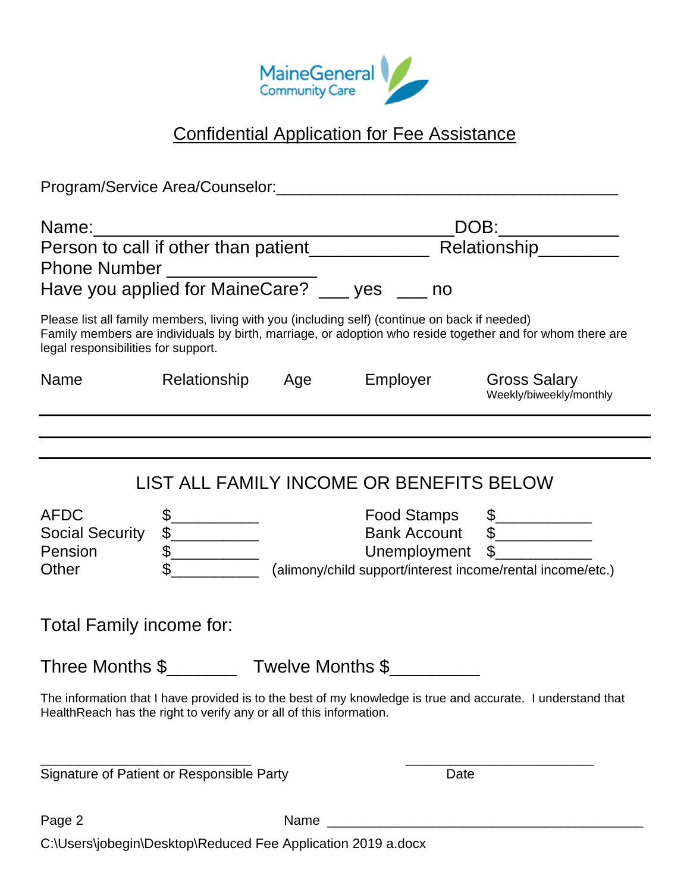MaineGeneral Community Care

## Confidential Application for Fee Assistance

Program/Service Area/Counselor:_______________________________________

Name:______________________________________DOB:____________

Person to call if other than patient____________ Relationship________

Phone Number _______________

Have you applied for MaineCare? ___ yes ___ no

Please list all family members, living with you (including self) (continue on back if needed)
Family members are individuals by birth, marriage, or adoption who reside together and for whom there are legal responsibilities for support.

| Name | Relationship | Age | Employer | Gross Salary Weekly/biweekly/monthly |
|---|---|---|---|---|
| | | | | |
| | | | | |

### LIST ALL FAMILY INCOME OR BENEFITS BELOW

AFDC $__________ Food Stamps $___________

Social Security $__________ Bank Account $___________

Pension $__________ Unemployment $___________

Other $__________ (alimony/child support/interest income/rental income/etc.)

Total Family income for:

Three Months $_______ Twelve Months $_________

The information that I have provided is to the best of my knowledge is true and accurate. I understand that HealthReach has the right to verify any or all of this information.

____________________________ ________________________

Signature of Patient or Responsible Party Date

Page 2 Name __________________________________________

C:\Users\jobegin\Desktop\Reduced Fee Application 2019 a.docx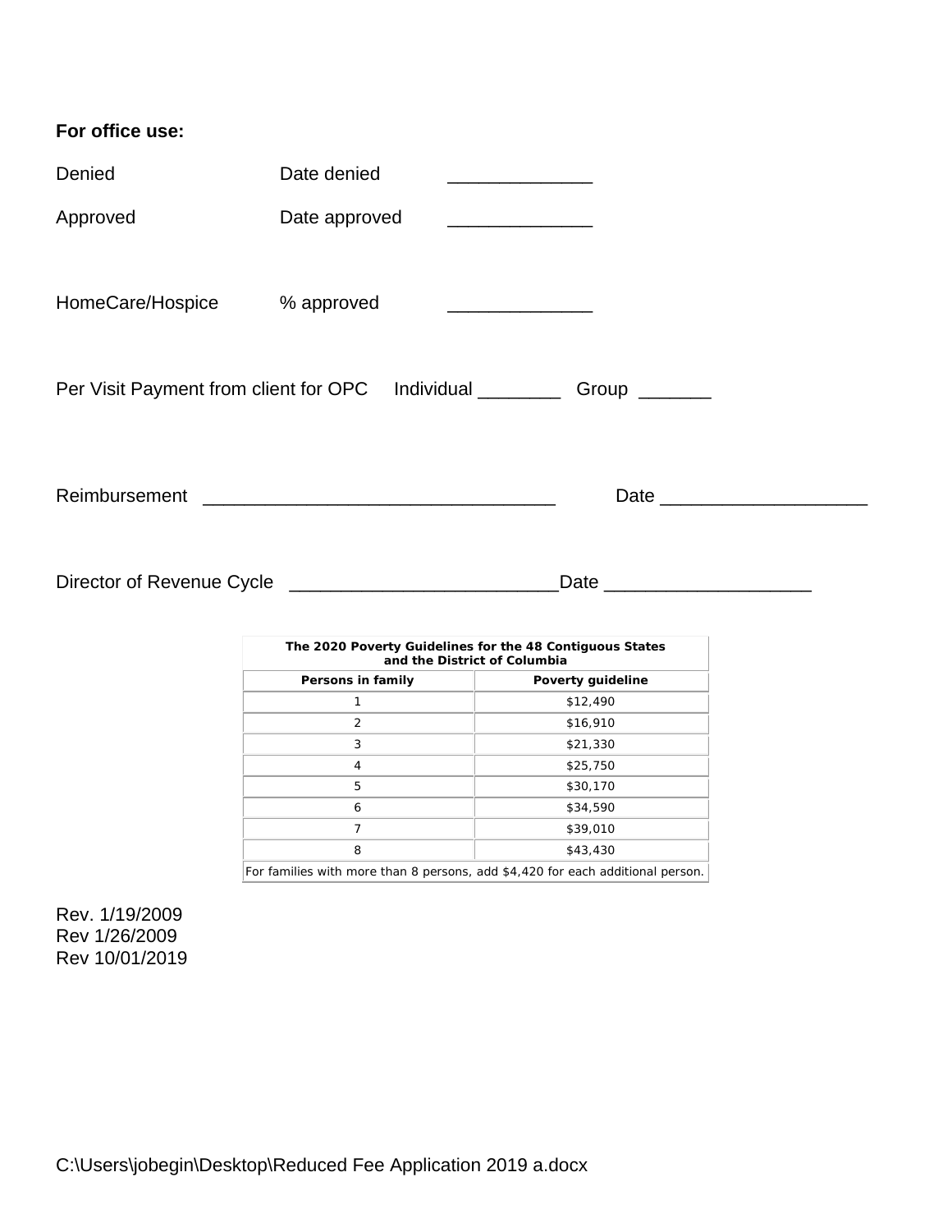**For office use:**

Denied Date denied ______________

Approved Date approved ______________

HomeCare/Hospice % approved ______________

Per Visit Payment from client for OPC Individual ________ Group _______

Reimbursement __________________________________ Date ____________________

Director of Revenue Cycle _________________________Date ____________________

| The 2020 Poverty Guidelines for the 48 Contiguous States and the District of Columbia | |
|---|---|
| **Persons in family** | **Poverty guideline** |
| 1 | $12,490 |
| 2 | $16,910 |
| 3 | $21,330 |
| 4 | $25,750 |
| 5 | $30,170 |
| 6 | $34,590 |
| 7 | $39,010 |
| 8 | $43,430 |
| For families with more than 8 persons, add $4,420 for each additional person. | |

Rev. 1/19/2009
Rev 1/26/2009
Rev 10/01/2019

C:\Users\jobegin\Desktop\Reduced Fee Application 2019 a.docx